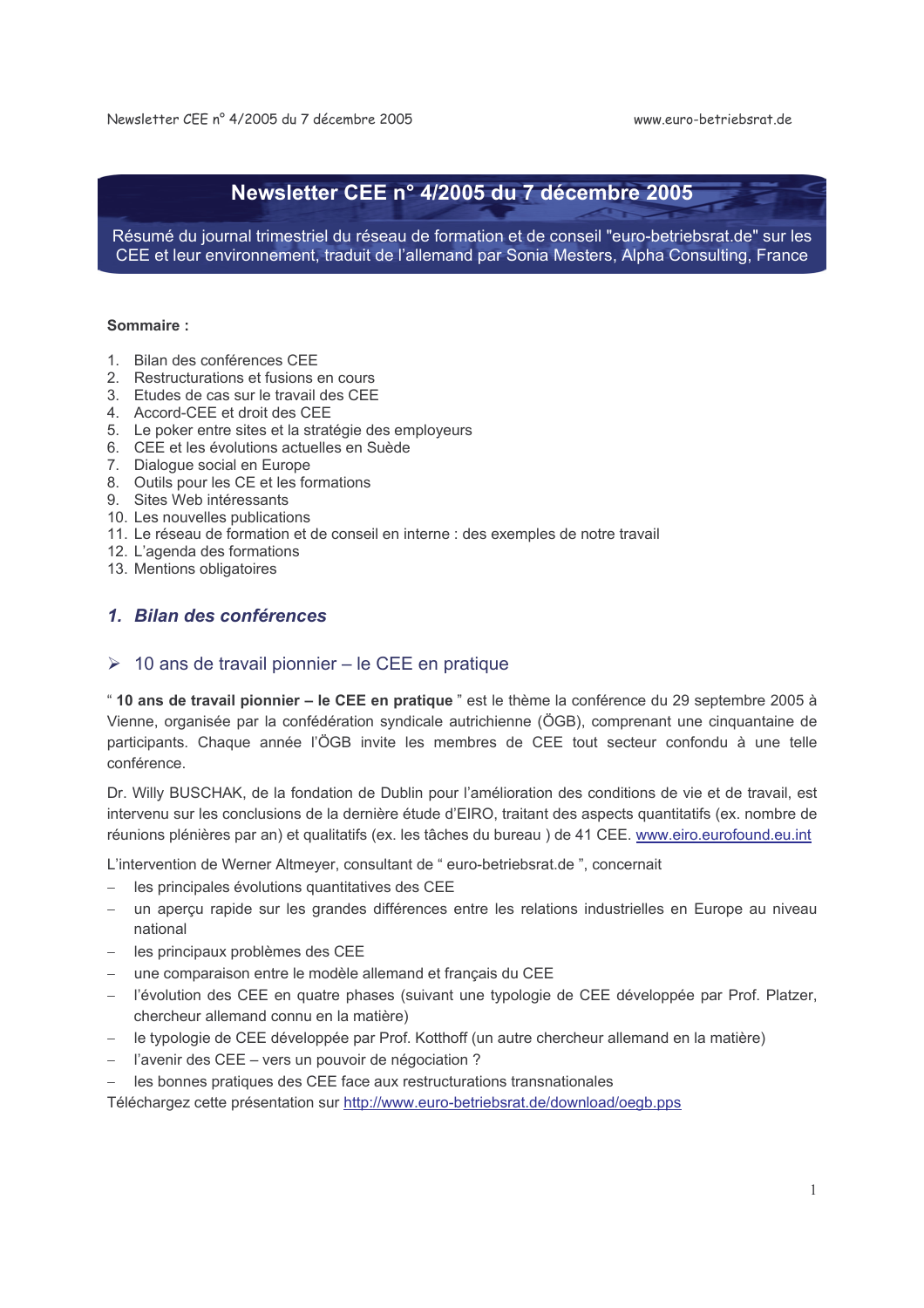# Newsletter CEE n° 4/2005 du 7 décembre 2005

Résumé du journal trimestriel du réseau de formation et de conseil "euro-betriebsrat.de" sur les CEE et leur environnement, traduit de l'allemand par Sonia Mesters, Alpha Consulting, France

**Sommaire :**

1. Bilan des conférences CEE
2. Restructurations et fusions en cours
3. Etudes de cas sur le travail des CEE
4. Accord-CEE et droit des CEE
5. Le poker entre sites et la stratégie des employeurs
6. CEE et les évolutions actuelles en Suède
7. Dialogue social en Europe
8. Outils pour les CE et les formations
9. Sites Web intéressants
10. Les nouvelles publications
11. Le réseau de formation et de conseil en interne : des exemples de notre travail
12. L'agenda des formations
13. Mentions obligatoires

## *1. Bilan des conférences*

### ➢ 10 ans de travail pionnier – le CEE en pratique

" **10 ans de travail pionnier – le CEE en pratique** " est le thème la conférence du 29 septembre 2005 à Vienne, organisée par la confédération syndicale autrichienne (ÖGB), comprenant une cinquantaine de participants. Chaque année l'ÖGB invite les membres de CEE tout secteur confondu à une telle conférence.

Dr. Willy BUSCHAK, de la fondation de Dublin pour l'amélioration des conditions de vie et de travail, est intervenu sur les conclusions de la dernière étude d'EIRO, traitant des aspects quantitatifs (ex. nombre de réunions plénières par an) et qualitatifs (ex. les tâches du bureau ) de 41 CEE. www.eiro.eurofound.eu.int

L'intervention de Werner Altmeyer, consultant de " euro-betriebsrat.de ", concernait

- les principales évolutions quantitatives des CEE
- un aperçu rapide sur les grandes différences entre les relations industrielles en Europe au niveau national
- les principaux problèmes des CEE
- une comparaison entre le modèle allemand et français du CEE
- l'évolution des CEE en quatre phases (suivant une typologie de CEE développée par Prof. Platzer, chercheur allemand connu en la matière)
- le typologie de CEE développée par Prof. Kotthoff (un autre chercheur allemand en la matière)
- l'avenir des CEE – vers un pouvoir de négociation ?
- les bonnes pratiques des CEE face aux restructurations transnationales

Téléchargez cette présentation sur http://www.euro-betriebsrat.de/download/oegb.pps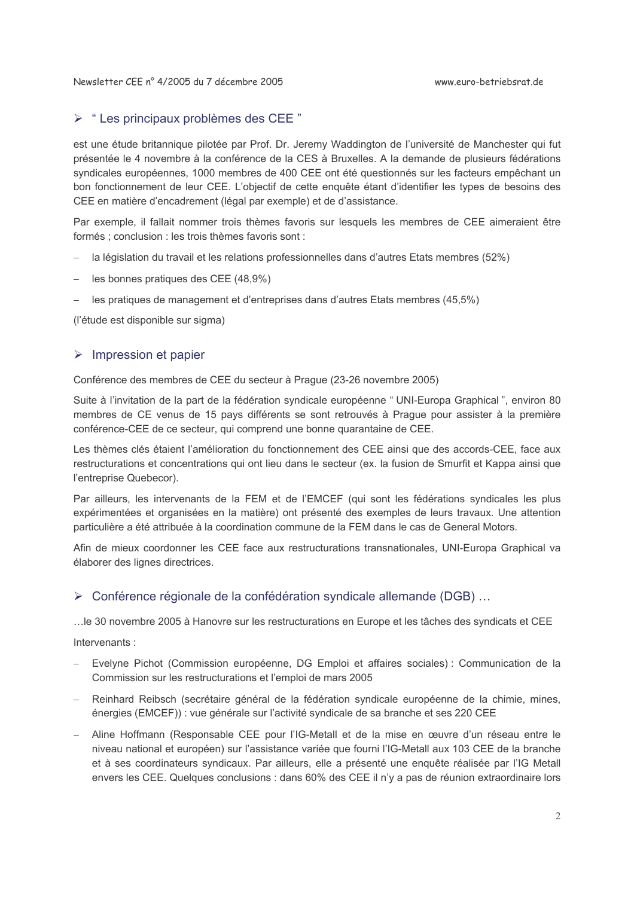## ➢ " Les principaux problèmes des CEE "

est une étude britannique pilotée par Prof. Dr. Jeremy Waddington de l'université de Manchester qui fut présentée le 4 novembre à la conférence de la CES à Bruxelles. A la demande de plusieurs fédérations syndicales européennes, 1000 membres de 400 CEE ont été questionnés sur les facteurs empêchant un bon fonctionnement de leur CEE. L'objectif de cette enquête étant d'identifier les types de besoins des CEE en matière d'encadrement (légal par exemple) et d'assistance.

Par exemple, il fallait nommer trois thèmes favoris sur lesquels les membres de CEE aimeraient être formés ; conclusion : les trois thèmes favoris sont :

- la législation du travail et les relations professionnelles dans d'autres Etats membres (52%)
- les bonnes pratiques des CEE (48,9%)
- les pratiques de management et d'entreprises dans d'autres Etats membres (45,5%)

(l'étude est disponible sur sigma)

## ➢ Impression et papier

Conférence des membres de CEE du secteur à Prague (23-26 novembre 2005)

Suite à l'invitation de la part de la fédération syndicale européenne " UNI-Europa Graphical ", environ 80 membres de CE venus de 15 pays différents se sont retrouvés à Prague pour assister à la première conférence-CEE de ce secteur, qui comprend une bonne quarantaine de CEE.

Les thèmes clés étaient l'amélioration du fonctionnement des CEE ainsi que des accords-CEE, face aux restructurations et concentrations qui ont lieu dans le secteur (ex. la fusion de Smurfit et Kappa ainsi que l'entreprise Quebecor).

Par ailleurs, les intervenants de la FEM et de l'EMCEF (qui sont les fédérations syndicales les plus expérimentées et organisées en la matière) ont présenté des exemples de leurs travaux. Une attention particulière a été attribuée à la coordination commune de la FEM dans le cas de General Motors.

Afin de mieux coordonner les CEE face aux restructurations transnationales, UNI-Europa Graphical va élaborer des lignes directrices.

## ➢ Conférence régionale de la confédération syndicale allemande (DGB) …

…le 30 novembre 2005 à Hanovre sur les restructurations en Europe et les tâches des syndicats et CEE

Intervenants :

- Evelyne Pichot (Commission européenne, DG Emploi et affaires sociales) : Communication de la Commission sur les restructurations et l'emploi de mars 2005
- Reinhard Reibsch (secrétaire général de la fédération syndicale européenne de la chimie, mines, énergies (EMCEF)) : vue générale sur l'activité syndicale de sa branche et ses 220 CEE
- Aline Hoffmann (Responsable CEE pour l'IG-Metall et de la mise en œuvre d'un réseau entre le niveau national et européen) sur l'assistance variée que fourni l'IG-Metall aux 103 CEE de la branche et à ses coordinateurs syndicaux. Par ailleurs, elle a présenté une enquête réalisée par l'IG Metall envers les CEE. Quelques conclusions : dans 60% des CEE il n'y a pas de réunion extraordinaire lors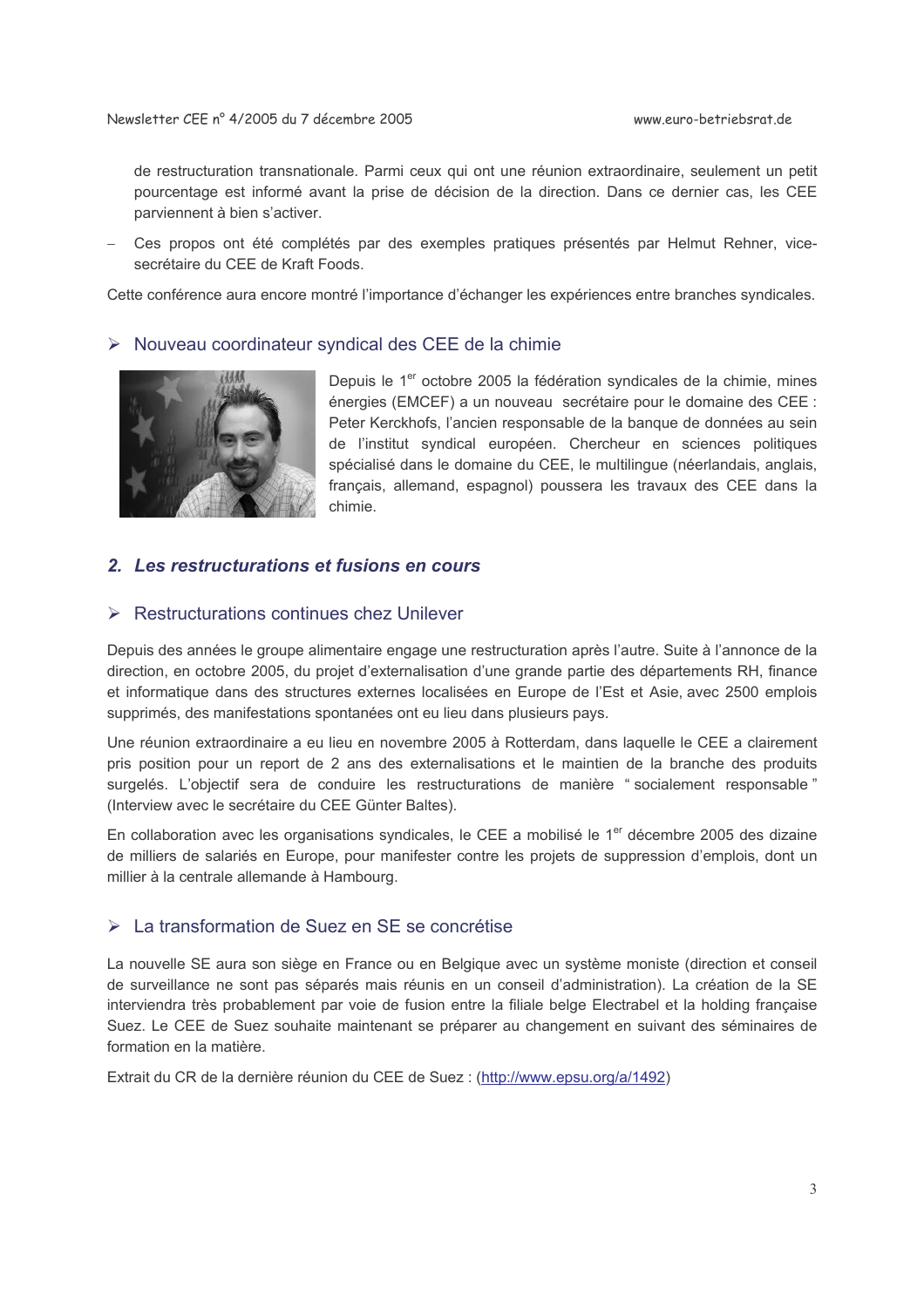de restructuration transnationale. Parmi ceux qui ont une réunion extraordinaire, seulement un petit pourcentage est informé avant la prise de décision de la direction. Dans ce dernier cas, les CEE parviennent à bien s'activer.

- Ces propos ont été complétés par des exemples pratiques présentés par Helmut Rehner, vice-secrétaire du CEE de Kraft Foods.

Cette conférence aura encore montré l'importance d'échanger les expériences entre branches syndicales.

### ➢ Nouveau coordinateur syndical des CEE de la chimie

Depuis le 1[er] octobre 2005 la fédération syndicales de la chimie, mines énergies (EMCEF) a un nouveau secrétaire pour le domaine des CEE : Peter Kerckhofs, l'ancien responsable de la banque de données au sein de l'institut syndical européen. Chercheur en sciences politiques spécialisé dans le domaine du CEE, le multilingue (néerlandais, anglais, français, allemand, espagnol) poussera les travaux des CEE dans la chimie.

## *2. Les restructurations et fusions en cours*

### ➢ Restructurations continues chez Unilever

Depuis des années le groupe alimentaire engage une restructuration après l'autre. Suite à l'annonce de la direction, en octobre 2005, du projet d'externalisation d'une grande partie des départements RH, finance et informatique dans des structures externes localisées en Europe de l'Est et Asie, avec 2500 emplois supprimés, des manifestations spontanées ont eu lieu dans plusieurs pays.

Une réunion extraordinaire a eu lieu en novembre 2005 à Rotterdam, dans laquelle le CEE a clairement pris position pour un report de 2 ans des externalisations et le maintien de la branche des produits surgelés. L'objectif sera de conduire les restructurations de manière " socialement responsable " (Interview avec le secrétaire du CEE Günter Baltes).

En collaboration avec les organisations syndicales, le CEE a mobilisé le 1[er] décembre 2005 des dizaine de milliers de salariés en Europe, pour manifester contre les projets de suppression d'emplois, dont un millier à la centrale allemande à Hambourg.

### ➢ La transformation de Suez en SE se concrétise

La nouvelle SE aura son siège en France ou en Belgique avec un système moniste (direction et conseil de surveillance ne sont pas séparés mais réunis en un conseil d'administration). La création de la SE interviendra très probablement par voie de fusion entre la filiale belge Electrabel et la holding française Suez. Le CEE de Suez souhaite maintenant se préparer au changement en suivant des séminaires de formation en la matière.

Extrait du CR de la dernière réunion du CEE de Suez : (http://www.epsu.org/a/1492)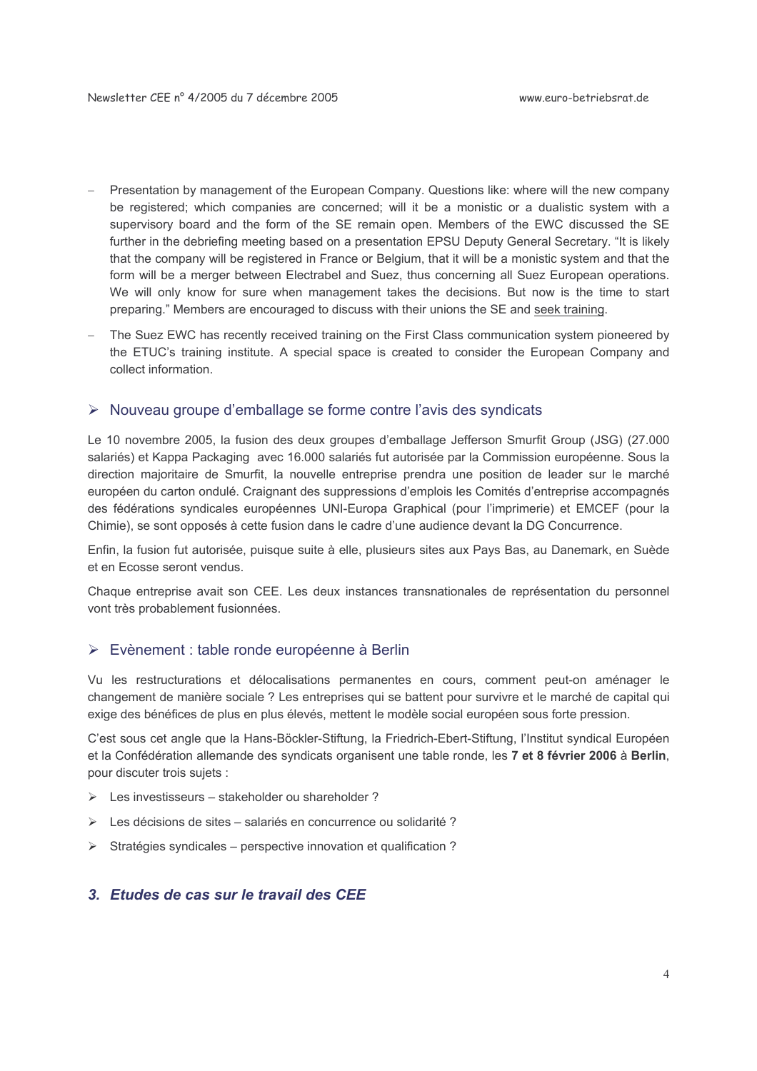- Presentation by management of the European Company. Questions like: where will the new company be registered; which companies are concerned; will it be a monistic or a dualistic system with a supervisory board and the form of the SE remain open. Members of the EWC discussed the SE further in the debriefing meeting based on a presentation EPSU Deputy General Secretary. "It is likely that the company will be registered in France or Belgium, that it will be a monistic system and that the form will be a merger between Electrabel and Suez, thus concerning all Suez European operations. We will only know for sure when management takes the decisions. But now is the time to start preparing." Members are encouraged to discuss with their unions the SE and seek training.
- The Suez EWC has recently received training on the First Class communication system pioneered by the ETUC's training institute. A special space is created to consider the European Company and collect information.

## Nouveau groupe d'emballage se forme contre l'avis des syndicats

Le 10 novembre 2005, la fusion des deux groupes d'emballage Jefferson Smurfit Group (JSG) (27.000 salariés) et Kappa Packaging avec 16.000 salariés fut autorisée par la Commission européenne. Sous la direction majoritaire de Smurfit, la nouvelle entreprise prendra une position de leader sur le marché européen du carton ondulé. Craignant des suppressions d'emplois les Comités d'entreprise accompagnés des fédérations syndicales européennes UNI-Europa Graphical (pour l'imprimerie) et EMCEF (pour la Chimie), se sont opposés à cette fusion dans le cadre d'une audience devant la DG Concurrence.

Enfin, la fusion fut autorisée, puisque suite à elle, plusieurs sites aux Pays Bas, au Danemark, en Suède et en Ecosse seront vendus.

Chaque entreprise avait son CEE. Les deux instances transnationales de représentation du personnel vont très probablement fusionnées.

## Evènement : table ronde européenne à Berlin

Vu les restructurations et délocalisations permanentes en cours, comment peut-on aménager le changement de manière sociale ? Les entreprises qui se battent pour survivre et le marché de capital qui exige des bénéfices de plus en plus élevés, mettent le modèle social européen sous forte pression.

C'est sous cet angle que la Hans-Böckler-Stiftung, la Friedrich-Ebert-Stiftung, l'Institut syndical Européen et la Confédération allemande des syndicats organisent une table ronde, les **7 et 8 février 2006** à **Berlin**, pour discuter trois sujets :

- Les investisseurs – stakeholder ou shareholder ?
- Les décisions de sites – salariés en concurrence ou solidarité ?
- Stratégies syndicales – perspective innovation et qualification ?

# *3. Etudes de cas sur le travail des CEE*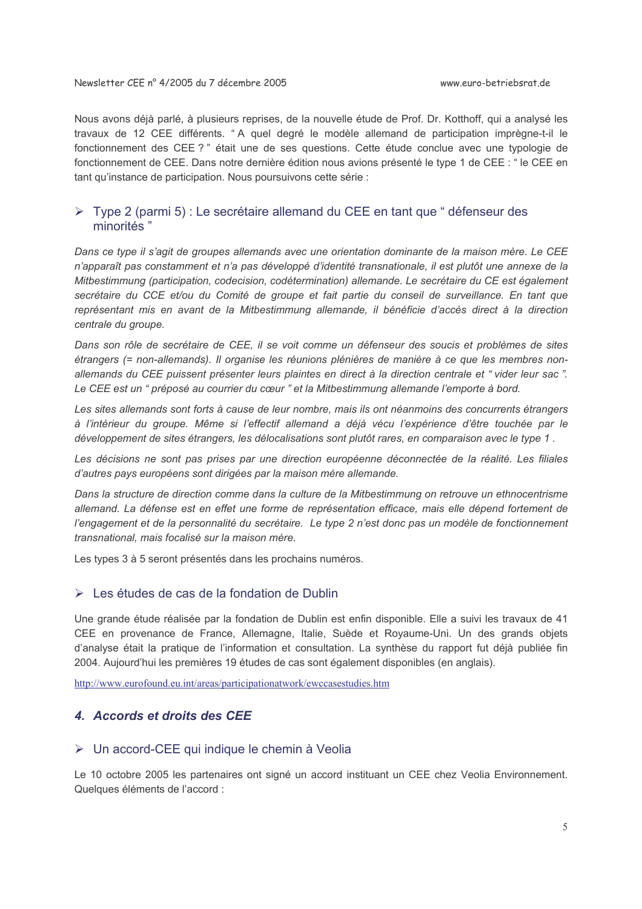Nous avons déjà parlé, à plusieurs reprises, de la nouvelle étude de Prof. Dr. Kotthoff, qui a analysé les travaux de 12 CEE différents. " A quel degré le modèle allemand de participation imprègne-t-il le fonctionnement des CEE ? " était une de ses questions. Cette étude conclue avec une typologie de fonctionnement de CEE. Dans notre dernière édition nous avions présenté le type 1 de CEE : " le CEE en tant qu'instance de participation. Nous poursuivons cette série :

## ➢ Type 2 (parmi 5) : Le secrétaire allemand du CEE en tant que " défenseur des minorités "

*Dans ce type il s'agit de groupes allemands avec une orientation dominante de la maison mère. Le CEE n'apparaît pas constamment et n'a pas développé d'identité transnationale, il est plutôt une annexe de la Mitbestimmung (participation, codecision, codétermination) allemande. Le secrétaire du CE est également secrétaire du CCE et/ou du Comité de groupe et fait partie du conseil de surveillance. En tant que représentant mis en avant de la Mitbestimmung allemande, il bénéficie d'accès direct à la direction centrale du groupe.*

*Dans son rôle de secrétaire de CEE, il se voit comme un défenseur des soucis et problèmes de sites étrangers (= non-allemands). Il organise les réunions plénières de manière à ce que les membres non-allemands du CEE puissent présenter leurs plaintes en direct à la direction centrale et " vider leur sac ". Le CEE est un " préposé au courrier du cœur " et la Mitbestimmung allemande l'emporte à bord.*

*Les sites allemands sont forts à cause de leur nombre, mais ils ont néanmoins des concurrents étrangers à l'intérieur du groupe. Même si l'effectif allemand a déjà vécu l'expérience d'être touchée par le développement de sites étrangers, les délocalisations sont plutôt rares, en comparaison avec le type 1 .*

*Les décisions ne sont pas prises par une direction européenne déconnectée de la réalité. Les filiales d'autres pays européens sont dirigées par la maison mère allemande.*

*Dans la structure de direction comme dans la culture de la Mitbestimmung on retrouve un ethnocentrisme allemand. La défense est en effet une forme de représentation efficace, mais elle dépend fortement de l'engagement et de la personnalité du secrétaire. Le type 2 n'est donc pas un modèle de fonctionnement transnational, mais focalisé sur la maison mère.*

Les types 3 à 5 seront présentés dans les prochains numéros.

## ➢ Les études de cas de la fondation de Dublin

Une grande étude réalisée par la fondation de Dublin est enfin disponible. Elle a suivi les travaux de 41 CEE en provenance de France, Allemagne, Italie, Suède et Royaume-Uni. Un des grands objets d'analyse était la pratique de l'information et consultation. La synthèse du rapport fut déjà publiée fin 2004. Aujourd'hui les premières 19 études de cas sont également disponibles (en anglais).

http://www.eurofound.eu.int/areas/participationatwork/ewccasestudies.htm

# *4. Accords et droits des CEE*

## ➢ Un accord-CEE qui indique le chemin à Veolia

Le 10 octobre 2005 les partenaires ont signé un accord instituant un CEE chez Veolia Environnement. Quelques éléments de l'accord :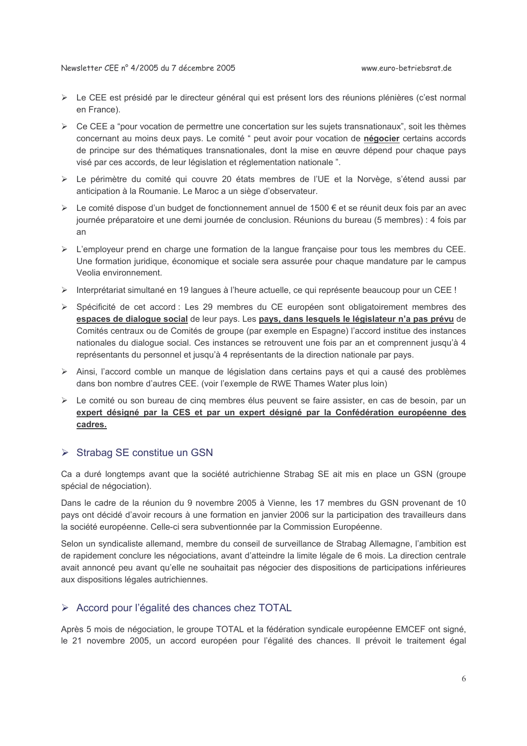- Le CEE est présidé par le directeur général qui est présent lors des réunions plénières (c'est normal en France).
- Ce CEE a "pour vocation de permettre une concertation sur les sujets transnationaux", soit les thèmes concernant au moins deux pays. Le comité " peut avoir pour vocation de **négocier** certains accords de principe sur des thématiques transnationales, dont la mise en œuvre dépend pour chaque pays visé par ces accords, de leur législation et réglementation nationale ".
- Le périmètre du comité qui couvre 20 états membres de l'UE et la Norvège, s'étend aussi par anticipation à la Roumanie. Le Maroc a un siège d'observateur.
- Le comité dispose d'un budget de fonctionnement annuel de 1500 € et se réunit deux fois par an avec journée préparatoire et une demi journée de conclusion. Réunions du bureau (5 membres) : 4 fois par an
- L'employeur prend en charge une formation de la langue française pour tous les membres du CEE. Une formation juridique, économique et sociale sera assurée pour chaque mandature par le campus Veolia environnement.
- Interprétariat simultané en 19 langues à l'heure actuelle, ce qui représente beaucoup pour un CEE !
- Spécificité de cet accord : Les 29 membres du CE européen sont obligatoirement membres des **espaces de dialogue social** de leur pays. Les **pays, dans lesquels le législateur n'a pas prévu** de Comités centraux ou de Comités de groupe (par exemple en Espagne) l'accord institue des instances nationales du dialogue social. Ces instances se retrouvent une fois par an et comprennent jusqu'à 4 représentants du personnel et jusqu'à 4 représentants de la direction nationale par pays.
- Ainsi, l'accord comble un manque de législation dans certains pays et qui a causé des problèmes dans bon nombre d'autres CEE. (voir l'exemple de RWE Thames Water plus loin)
- Le comité ou son bureau de cinq membres élus peuvent se faire assister, en cas de besoin, par un **expert désigné par la CES et par un expert désigné par la Confédération européenne des cadres.**

## Strabag SE constitue un GSN

Ca a duré longtemps avant que la société autrichienne Strabag SE ait mis en place un GSN (groupe spécial de négociation).

Dans le cadre de la réunion du 9 novembre 2005 à Vienne, les 17 membres du GSN provenant de 10 pays ont décidé d'avoir recours à une formation en janvier 2006 sur la participation des travailleurs dans la société européenne. Celle-ci sera subventionnée par la Commission Européenne.

Selon un syndicaliste allemand, membre du conseil de surveillance de Strabag Allemagne, l'ambition est de rapidement conclure les négociations, avant d'atteindre la limite légale de 6 mois. La direction centrale avait annoncé peu avant qu'elle ne souhaitait pas négocier des dispositions de participations inférieures aux dispositions légales autrichiennes.

## Accord pour l'égalité des chances chez TOTAL

Après 5 mois de négociation, le groupe TOTAL et la fédération syndicale européenne EMCEF ont signé, le 21 novembre 2005, un accord européen pour l'égalité des chances. Il prévoit le traitement égal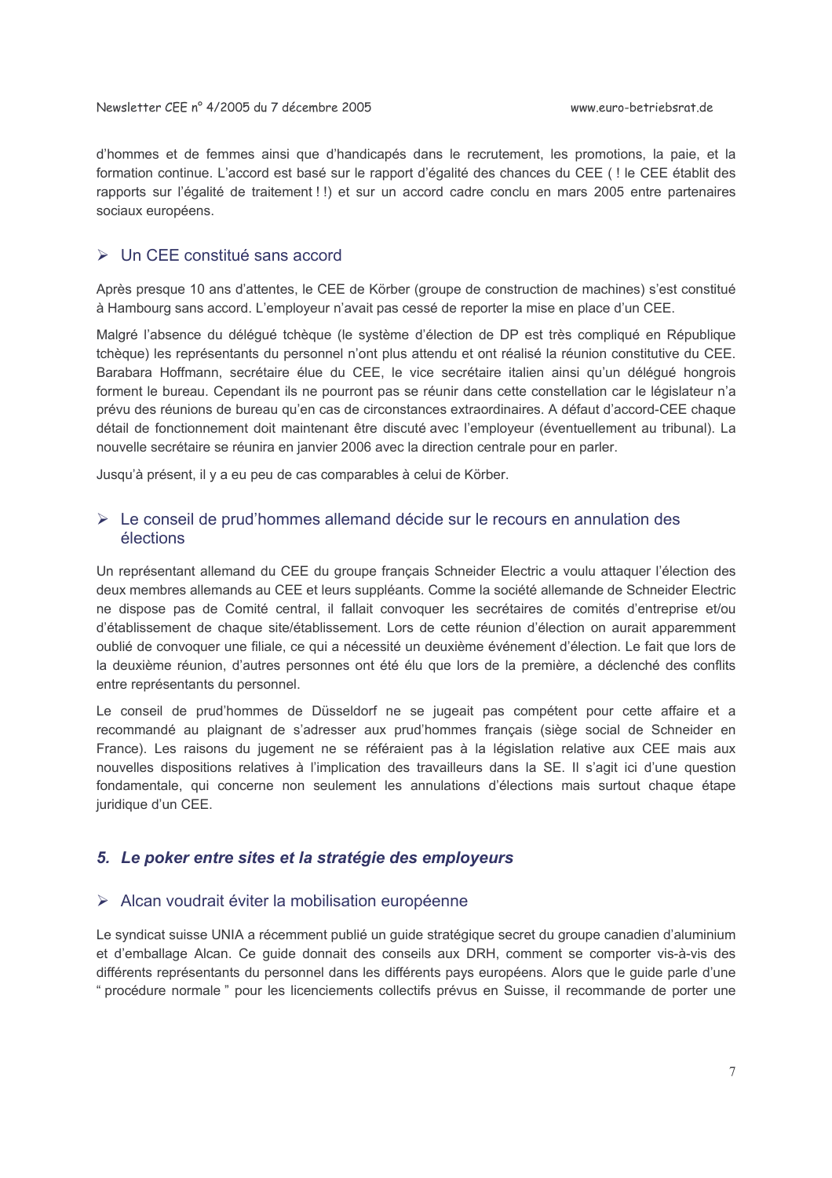d'hommes et de femmes ainsi que d'handicapés dans le recrutement, les promotions, la paie, et la formation continue. L'accord est basé sur le rapport d'égalité des chances du CEE ( ! le CEE établit des rapports sur l'égalité de traitement ! !) et sur un accord cadre conclu en mars 2005 entre partenaires sociaux européens.

### ➢ Un CEE constitué sans accord

Après presque 10 ans d'attentes, le CEE de Körber (groupe de construction de machines) s'est constitué à Hambourg sans accord. L'employeur n'avait pas cessé de reporter la mise en place d'un CEE.

Malgré l'absence du délégué tchèque (le système d'élection de DP est très compliqué en République tchèque) les représentants du personnel n'ont plus attendu et ont réalisé la réunion constitutive du CEE. Barabara Hoffmann, secrétaire élue du CEE, le vice secrétaire italien ainsi qu'un délégué hongrois forment le bureau. Cependant ils ne pourront pas se réunir dans cette constellation car le législateur n'a prévu des réunions de bureau qu'en cas de circonstances extraordinaires. A défaut d'accord-CEE chaque détail de fonctionnement doit maintenant être discuté avec l'employeur (éventuellement au tribunal). La nouvelle secrétaire se réunira en janvier 2006 avec la direction centrale pour en parler.

Jusqu'à présent, il y a eu peu de cas comparables à celui de Körber.

### ➢ Le conseil de prud'hommes allemand décide sur le recours en annulation des élections

Un représentant allemand du CEE du groupe français Schneider Electric a voulu attaquer l'élection des deux membres allemands au CEE et leurs suppléants. Comme la société allemande de Schneider Electric ne dispose pas de Comité central, il fallait convoquer les secrétaires de comités d'entreprise et/ou d'établissement de chaque site/établissement. Lors de cette réunion d'élection on aurait apparemment oublié de convoquer une filiale, ce qui a nécessité un deuxième événement d'élection. Le fait que lors de la deuxième réunion, d'autres personnes ont été élu que lors de la première, a déclenché des conflits entre représentants du personnel.

Le conseil de prud'hommes de Düsseldorf ne se jugeait pas compétent pour cette affaire et a recommandé au plaignant de s'adresser aux prud'hommes français (siège social de Schneider en France). Les raisons du jugement ne se référaient pas à la législation relative aux CEE mais aux nouvelles dispositions relatives à l'implication des travailleurs dans la SE. Il s'agit ici d'une question fondamentale, qui concerne non seulement les annulations d'élections mais surtout chaque étape juridique d'un CEE.

## *5. Le poker entre sites et la stratégie des employeurs*

### ➢ Alcan voudrait éviter la mobilisation européenne

Le syndicat suisse UNIA a récemment publié un guide stratégique secret du groupe canadien d'aluminium et d'emballage Alcan. Ce guide donnait des conseils aux DRH, comment se comporter vis-à-vis des différents représentants du personnel dans les différents pays européens. Alors que le guide parle d'une " procédure normale " pour les licenciements collectifs prévus en Suisse, il recommande de porter une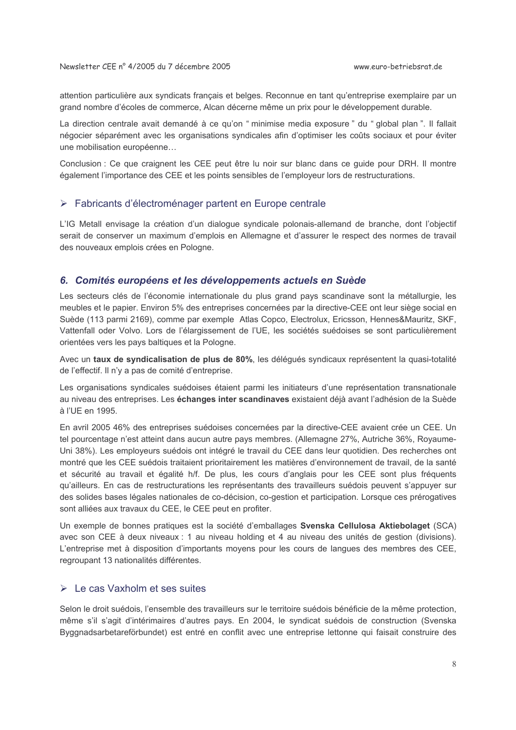attention particulière aux syndicats français et belges. Reconnue en tant qu'entreprise exemplaire par un grand nombre d'écoles de commerce, Alcan décerne même un prix pour le développement durable.

La direction centrale avait demandé à ce qu'on " minimise media exposure " du " global plan ". Il fallait négocier séparément avec les organisations syndicales afin d'optimiser les coûts sociaux et pour éviter une mobilisation européenne…

Conclusion : Ce que craignent les CEE peut être lu noir sur blanc dans ce guide pour DRH. Il montre également l'importance des CEE et les points sensibles de l'employeur lors de restructurations.

### ➢ Fabricants d'électroménager partent en Europe centrale

L'IG Metall envisage la création d'un dialogue syndicale polonais-allemand de branche, dont l'objectif serait de conserver un maximum d'emplois en Allemagne et d'assurer le respect des normes de travail des nouveaux emplois crées en Pologne.

## *6. Comités européens et les développements actuels en Suède*

Les secteurs clés de l'économie internationale du plus grand pays scandinave sont la métallurgie, les meubles et le papier. Environ 5% des entreprises concernées par la directive-CEE ont leur siège social en Suède (113 parmi 2169), comme par exemple Atlas Copco, Electrolux, Ericsson, Hennes&Mauritz, SKF, Vattenfall oder Volvo. Lors de l'élargissement de l'UE, les sociétés suédoises se sont particulièrement orientées vers les pays baltiques et la Pologne.

Avec un **taux de syndicalisation de plus de 80%**, les délégués syndicaux représentent la quasi-totalité de l'effectif. Il n'y a pas de comité d'entreprise.

Les organisations syndicales suédoises étaient parmi les initiateurs d'une représentation transnationale au niveau des entreprises. Les **échanges inter scandinaves** existaient déjà avant l'adhésion de la Suède à l'UE en 1995.

En avril 2005 46% des entreprises suédoises concernées par la directive-CEE avaient crée un CEE. Un tel pourcentage n'est atteint dans aucun autre pays membres. (Allemagne 27%, Autriche 36%, Royaume-Uni 38%). Les employeurs suédois ont intégré le travail du CEE dans leur quotidien. Des recherches ont montré que les CEE suédois traitaient prioritairement les matières d'environnement de travail, de la santé et sécurité au travail et égalité h/f. De plus, les cours d'anglais pour les CEE sont plus fréquents qu'ailleurs. En cas de restructurations les représentants des travailleurs suédois peuvent s'appuyer sur des solides bases légales nationales de co-décision, co-gestion et participation. Lorsque ces prérogatives sont alliées aux travaux du CEE, le CEE peut en profiter.

Un exemple de bonnes pratiques est la société d'emballages **Svenska Cellulosa Aktiebolaget** (SCA) avec son CEE à deux niveaux : 1 au niveau holding et 4 au niveau des unités de gestion (divisions). L'entreprise met à disposition d'importants moyens pour les cours de langues des membres des CEE, regroupant 13 nationalités différentes.

### ➢ Le cas Vaxholm et ses suites

Selon le droit suédois, l'ensemble des travailleurs sur le territoire suédois bénéficie de la même protection, même s'il s'agit d'intérimaires d'autres pays. En 2004, le syndicat suédois de construction (Svenska Byggnadsarbetareförbundet) est entré en conflit avec une entreprise lettonne qui faisait construire des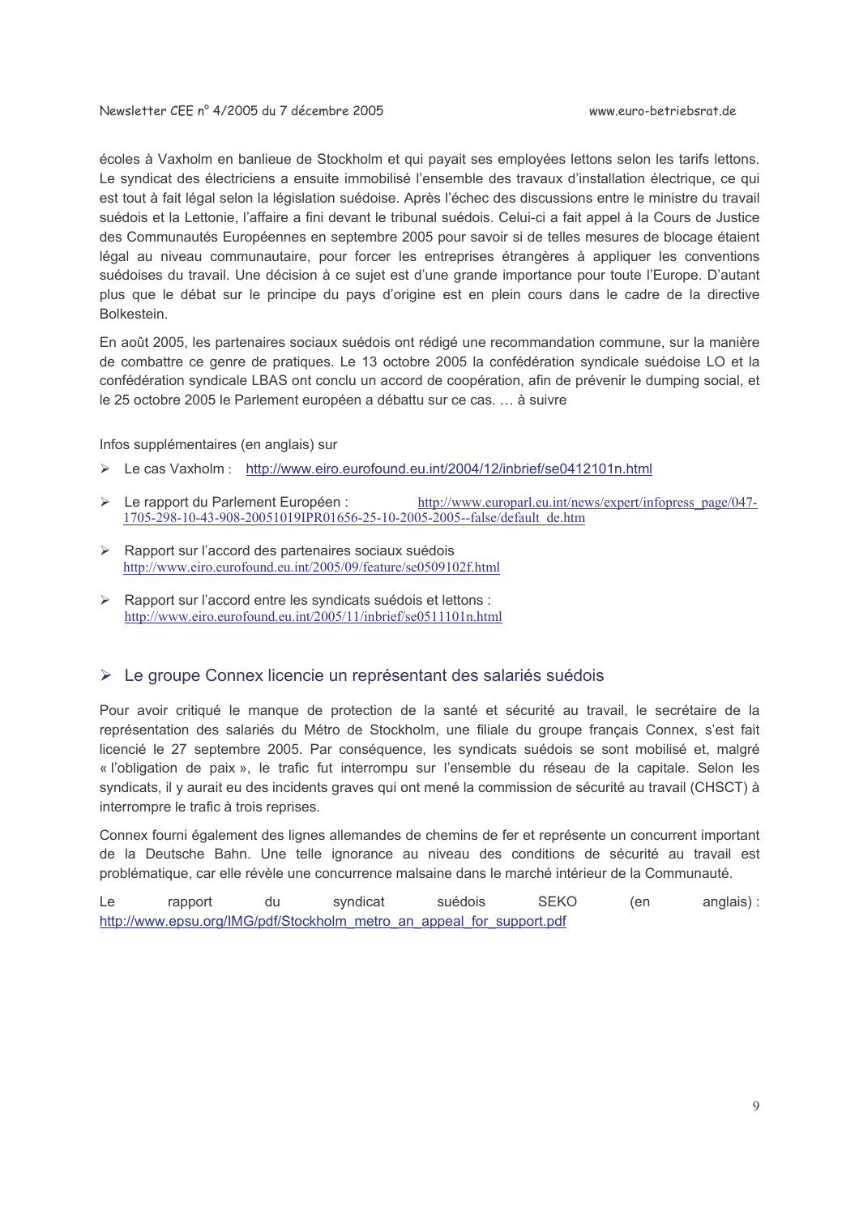écoles à Vaxholm en banlieue de Stockholm et qui payait ses employées lettons selon les tarifs lettons. Le syndicat des électriciens a ensuite immobilisé l'ensemble des travaux d'installation électrique, ce qui est tout à fait légal selon la législation suédoise. Après l'échec des discussions entre le ministre du travail suédois et la Lettonie, l'affaire a fini devant le tribunal suédois. Celui-ci a fait appel à la Cours de Justice des Communautés Européennes en septembre 2005 pour savoir si de telles mesures de blocage étaient légal au niveau communautaire, pour forcer les entreprises étrangères à appliquer les conventions suédoises du travail. Une décision à ce sujet est d'une grande importance pour toute l'Europe. D'autant plus que le débat sur le principe du pays d'origine est en plein cours dans le cadre de la directive Bolkestein.

En août 2005, les partenaires sociaux suédois ont rédigé une recommandation commune, sur la manière de combattre ce genre de pratiques. Le 13 octobre 2005 la confédération syndicale suédoise LO et la confédération syndicale LBAS ont conclu un accord de coopération, afin de prévenir le dumping social, et le 25 octobre 2005 le Parlement européen a débattu sur ce cas. … à suivre

Infos supplémentaires (en anglais) sur

- Le cas Vaxholm : http://www.eiro.eurofound.eu.int/2004/12/inbrief/se0412101n.html
- Le rapport du Parlement Européen : http://www.europarl.eu.int/news/expert/infopress_page/047-1705-298-10-43-908-20051019IPR01656-25-10-2005-2005--false/default_de.htm
- Rapport sur l'accord des partenaires sociaux suédois http://www.eiro.eurofound.eu.int/2005/09/feature/se0509102f.html
- Rapport sur l'accord entre les syndicats suédois et lettons : http://www.eiro.eurofound.eu.int/2005/11/inbrief/se0511101n.html

## Le groupe Connex licencie un représentant des salariés suédois

Pour avoir critiqué le manque de protection de la santé et sécurité au travail, le secrétaire de la représentation des salariés du Métro de Stockholm, une filiale du groupe français Connex, s'est fait licencié le 27 septembre 2005. Par conséquence, les syndicats suédois se sont mobilisé et, malgré « l'obligation de paix », le trafic fut interrompu sur l'ensemble du réseau de la capitale. Selon les syndicats, il y aurait eu des incidents graves qui ont mené la commission de sécurité au travail (CHSCT) à interrompre le trafic à trois reprises.

Connex fourni également des lignes allemandes de chemins de fer et représente un concurrent important de la Deutsche Bahn. Une telle ignorance au niveau des conditions de sécurité au travail est problématique, car elle révèle une concurrence malsaine dans le marché intérieur de la Communauté.

Le rapport du syndicat suédois SEKO (en anglais) : http://www.epsu.org/IMG/pdf/Stockholm_metro_an_appeal_for_support.pdf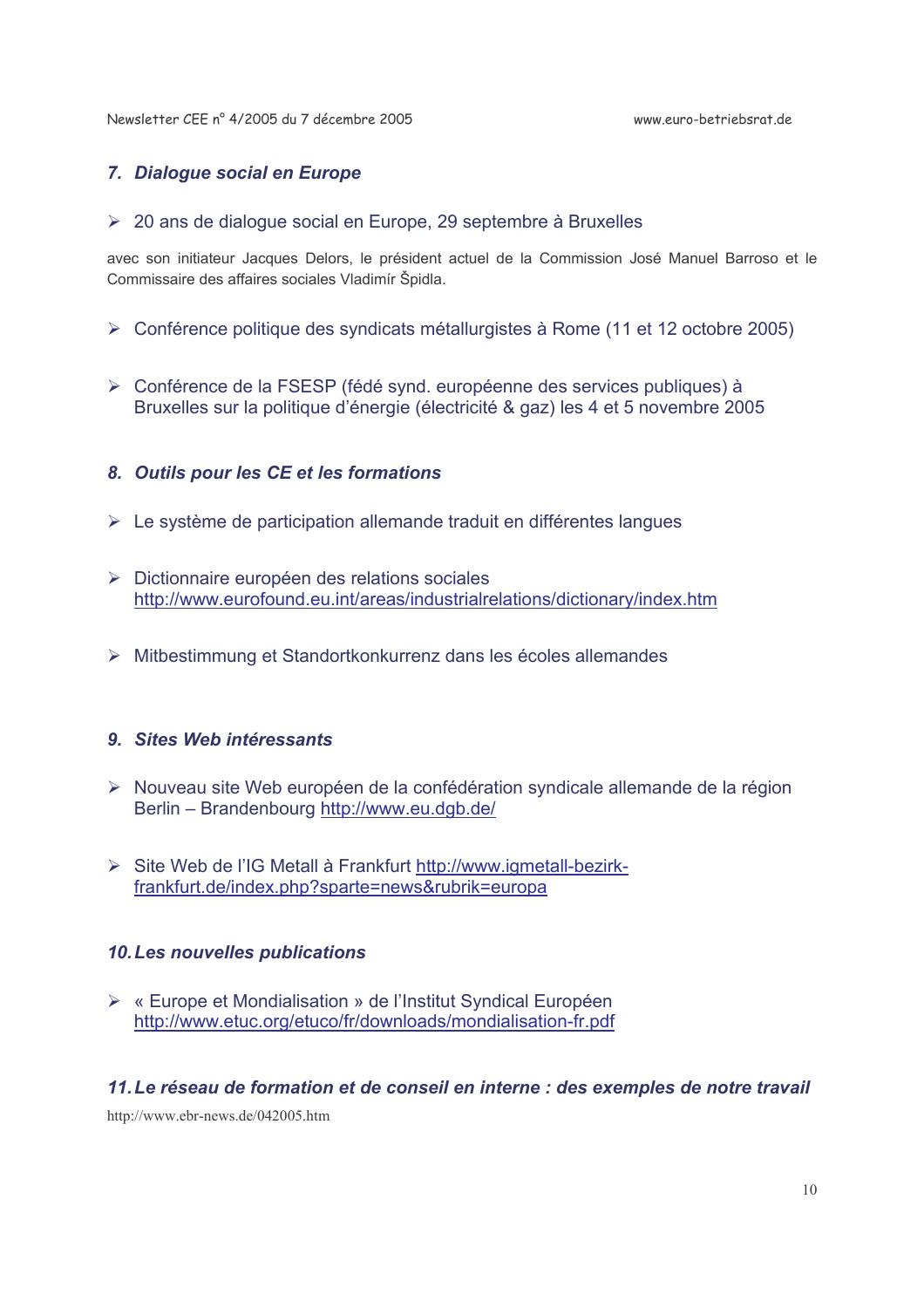## 7. *Dialogue social en Europe*

- 20 ans de dialogue social en Europe, 29 septembre à Bruxelles

avec son initiateur Jacques Delors, le président actuel de la Commission José Manuel Barroso et le Commissaire des affaires sociales Vladimír Špidla.

- Conférence politique des syndicats métallurgistes à Rome (11 et 12 octobre 2005)

- Conférence de la FSESP (fédé synd. européenne des services publiques) à Bruxelles sur la politique d'énergie (électricité & gaz) les 4 et 5 novembre 2005

## 8. *Outils pour les CE et les formations*

- Le système de participation allemande traduit en différentes langues

- Dictionnaire européen des relations sociales
  http://www.eurofound.eu.int/areas/industrialrelations/dictionary/index.htm

- Mitbestimmung et Standortkonkurrenz dans les écoles allemandes

## 9. *Sites Web intéressants*

- Nouveau site Web européen de la confédération syndicale allemande de la région Berlin – Brandenbourg http://www.eu.dgb.de/

- Site Web de l'IG Metall à Frankfurt http://www.igmetall-bezirk-frankfurt.de/index.php?sparte=news&rubrik=europa

## 10. *Les nouvelles publications*

- « Europe et Mondialisation » de l'Institut Syndical Européen
  http://www.etuc.org/etuco/fr/downloads/mondialisation-fr.pdf

## 11. *Le réseau de formation et de conseil en interne : des exemples de notre travail*

http://www.ebr-news.de/042005.htm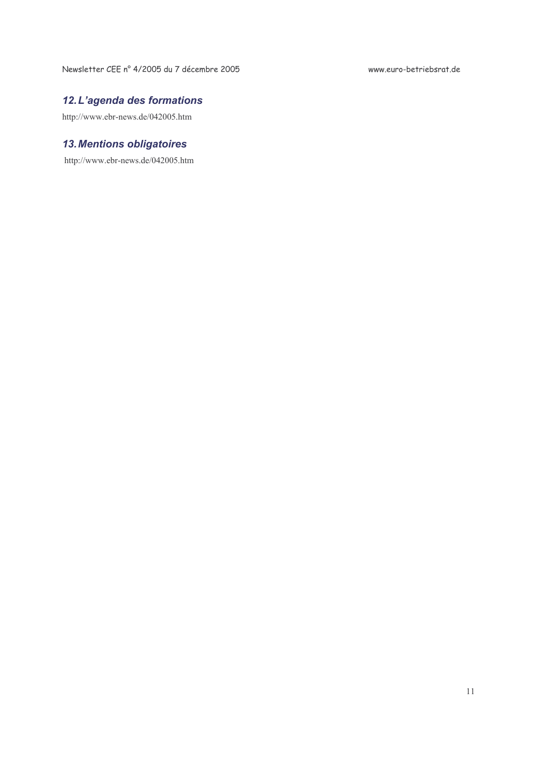## 12. L’agenda des formations

http://www.ebr-news.de/042005.htm

## 13. Mentions obligatoires

http://www.ebr-news.de/042005.htm